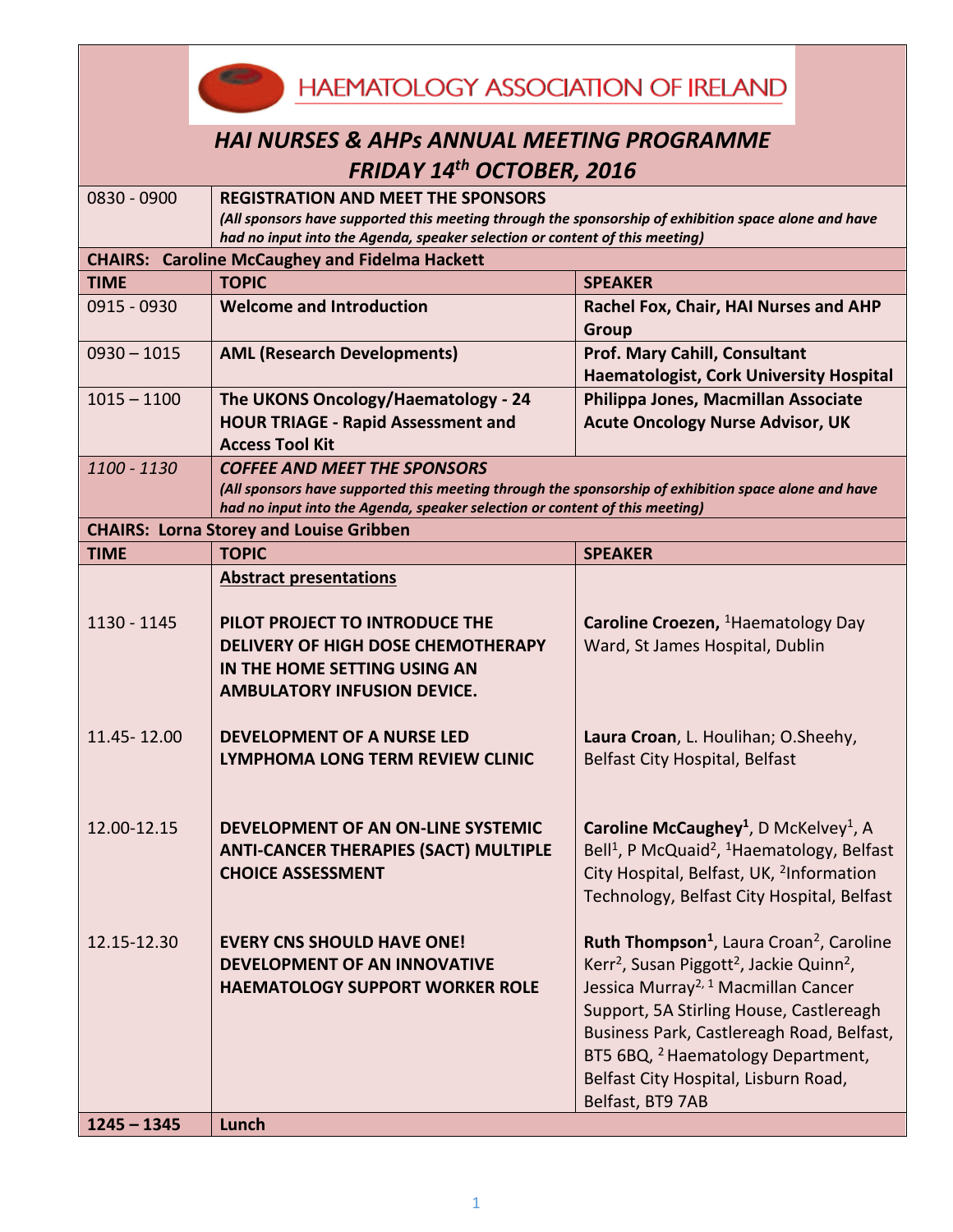# HAEMATOLOGY ASSOCIATION OF IRELAND

## *HAI NURSES & AHPs ANNUAL MEETING PROGRAMME*
## *FRIDAY 14th OCTOBER, 2016*

| TIME | TOPIC | SPEAKER |
|---|---|---|
| 0830 - 0900 | **REGISTRATION AND MEET THE SPONSORS** *(All sponsors have supported this meeting through the sponsorship of exhibition space alone and have had no input into the Agenda, speaker selection or content of this meeting)* | |
| **CHAIRS: Caroline McCaughey and Fidelma Hackett** | | |
| **TIME** | **TOPIC** | **SPEAKER** |
| 0915 - 0930 | **Welcome and Introduction** | **Rachel Fox, Chair, HAI Nurses and AHP Group** |
| 0930 – 1015 | **AML (Research Developments)** | **Prof. Mary Cahill, Consultant Haematologist, Cork University Hospital** |
| 1015 – 1100 | **The UKONS Oncology/Haematology - 24 HOUR TRIAGE - Rapid Assessment and Access Tool Kit** | **Philippa Jones, Macmillan Associate Acute Oncology Nurse Advisor, UK** |
| *1100 - 1130* | ***COFFEE AND MEET THE SPONSORS*** *(All sponsors have supported this meeting through the sponsorship of exhibition space alone and have had no input into the Agenda, speaker selection or content of this meeting)* | |
| **CHAIRS: Lorna Storey and Louise Gribben** | | |
| **TIME** | **TOPIC** | **SPEAKER** |
| | **Abstract presentations** | |
| 1130 - 1145 | **PILOT PROJECT TO INTRODUCE THE DELIVERY OF HIGH DOSE CHEMOTHERAPY IN THE HOME SETTING USING AN AMBULATORY INFUSION DEVICE.** | **Caroline Croezen,** [1]Haematology Day Ward, St James Hospital, Dublin |
| 11.45- 12.00 | **DEVELOPMENT OF A NURSE LED LYMPHOMA LONG TERM REVIEW CLINIC** | **Laura Croan**, L. Houlihan; O.Sheehy, Belfast City Hospital, Belfast |
| 12.00-12.15 | **DEVELOPMENT OF AN ON-LINE SYSTEMIC ANTI-CANCER THERAPIES (SACT) MULTIPLE CHOICE ASSESSMENT** | **Caroline McCaughey[1]**, D McKelvey[1], A Bell[1], P McQuaid[2], [1]Haematology, Belfast City Hospital, Belfast, UK, [2]Information Technology, Belfast City Hospital, Belfast |
| 12.15-12.30 | **EVERY CNS SHOULD HAVE ONE! DEVELOPMENT OF AN INNOVATIVE HAEMATOLOGY SUPPORT WORKER ROLE** | **Ruth Thompson[1]**, Laura Croan[2], Caroline Kerr[2], Susan Piggott[2], Jackie Quinn[2], Jessica Murray[2, 1] Macmillan Cancer Support, 5A Stirling House, Castlereagh Business Park, Castlereagh Road, Belfast, BT5 6BQ, [2] Haematology Department, Belfast City Hospital, Lisburn Road, Belfast, BT9 7AB |
| **1245 – 1345** | **Lunch** | |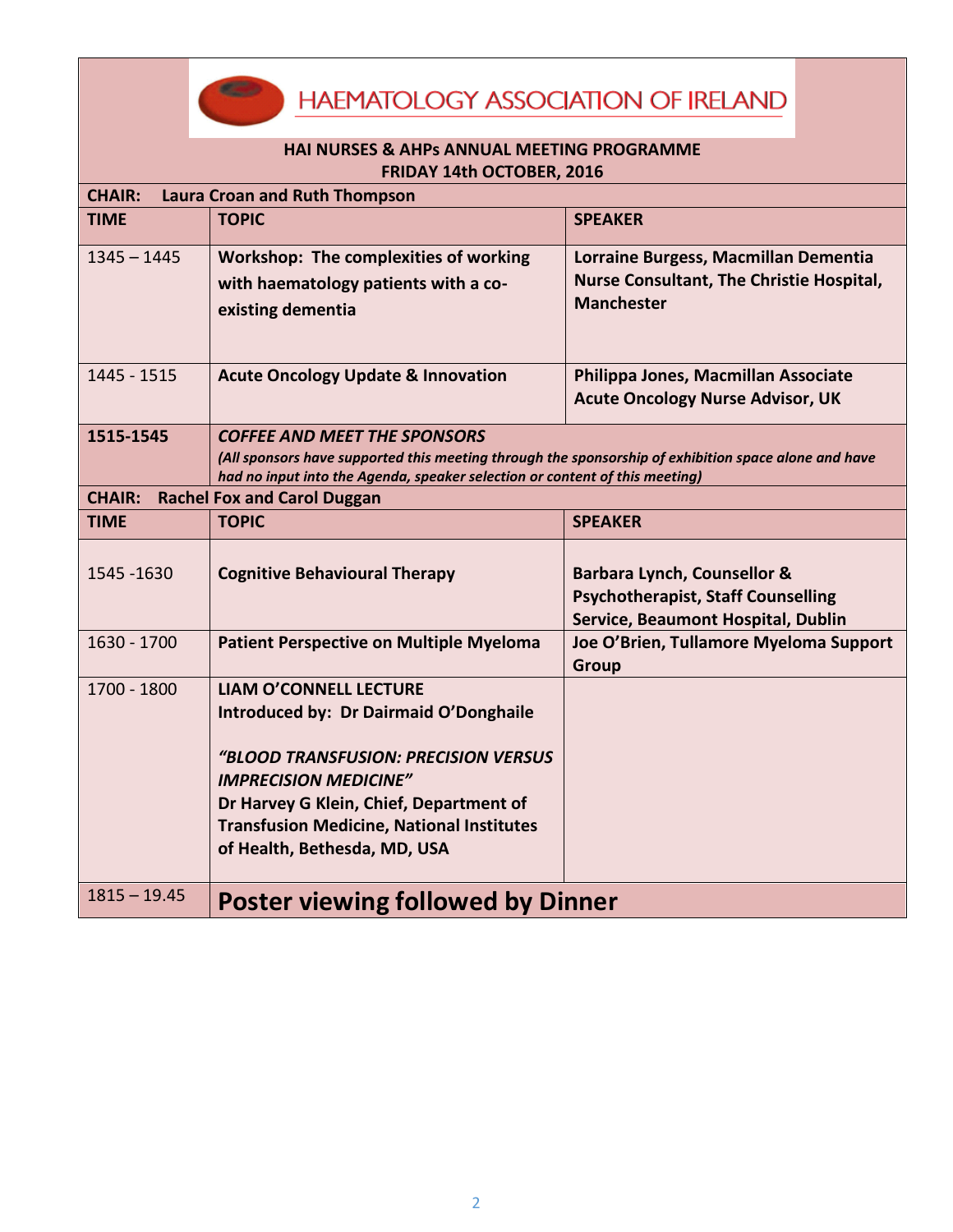# HAEMATOLOGY ASSOCIATION OF IRELAND

**HAI NURSES & AHPs ANNUAL MEETING PROGRAMME**
**FRIDAY 14th OCTOBER, 2016**

**CHAIR: Laura Croan and Ruth Thompson**

| TIME | TOPIC | SPEAKER |
|---|---|---|
| 1345 – 1445 | **Workshop: The complexities of working with haematology patients with a co-existing dementia** | **Lorraine Burgess, Macmillan Dementia Nurse Consultant, The Christie Hospital, Manchester** |
| 1445 - 1515 | **Acute Oncology Update & Innovation** | **Philippa Jones, Macmillan Associate Acute Oncology Nurse Advisor, UK** |
| **1515-1545** | ***COFFEE AND MEET THE SPONSORS*** *(All sponsors have supported this meeting through the sponsorship of exhibition space alone and have had no input into the Agenda, speaker selection or content of this meeting)* | |

**CHAIR: Rachel Fox and Carol Duggan**

| TIME | TOPIC | SPEAKER |
|---|---|---|
| 1545 -1630 | **Cognitive Behavioural Therapy** | **Barbara Lynch, Counsellor & Psychotherapist, Staff Counselling Service, Beaumont Hospital, Dublin** |
| 1630 - 1700 | **Patient Perspective on Multiple Myeloma** | **Joe O'Brien, Tullamore Myeloma Support Group** |
| 1700 - 1800 | **LIAM O'CONNELL LECTURE**<br>**Introduced by: Dr Dairmaid O'Donghaile**<br><br>***"BLOOD TRANSFUSION: PRECISION VERSUS IMPRECISION MEDICINE"***<br>**Dr Harvey G Klein, Chief, Department of Transfusion Medicine, National Institutes of Health, Bethesda, MD, USA** | |
| 1815 – 19.45 | **Poster viewing followed by Dinner** | |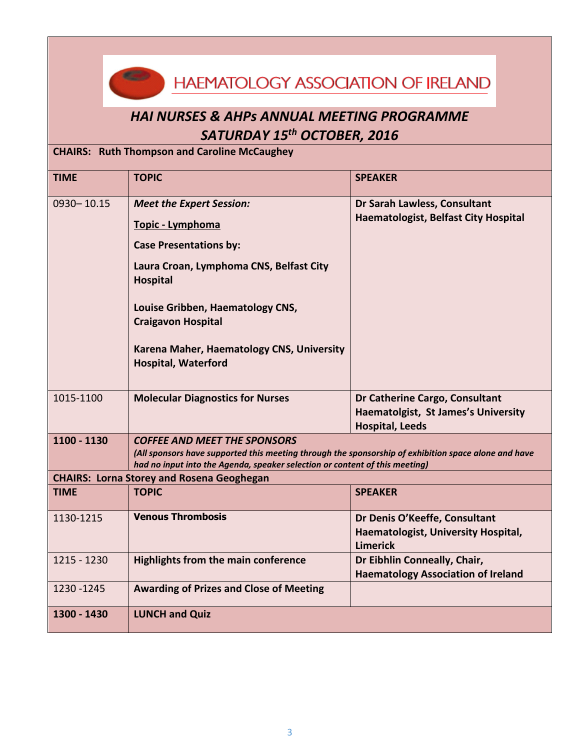HAEMATOLOGY ASSOCIATION OF IRELAND

# *HAI NURSES & AHPs ANNUAL MEETING PROGRAMME*
# *SATURDAY 15th OCTOBER, 2016*

**CHAIRS: Ruth Thompson and Caroline McCaughey**

| TIME | TOPIC | SPEAKER |
|---|---|---|
| 0930– 10.15 | ***Meet the Expert Session:*** <br> **Topic - Lymphoma** <br> **Case Presentations by:** <br> **Laura Croan, Lymphoma CNS, Belfast City Hospital** <br> **Louise Gribben, Haematology CNS, Craigavon Hospital** <br> **Karena Maher, Haematology CNS, University Hospital, Waterford** | **Dr Sarah Lawless, Consultant Haematologist, Belfast City Hospital** |
| 1015-1100 | **Molecular Diagnostics for Nurses** | **Dr Catherine Cargo, Consultant Haematolgist, St James's University Hospital, Leeds** |
| **1100 - 1130** | ***COFFEE AND MEET THE SPONSORS*** <br> ***(All sponsors have supported this meeting through the sponsorship of exhibition space alone and have had no input into the Agenda, speaker selection or content of this meeting)*** | |

**CHAIRS: Lorna Storey and Rosena Geoghegan**

| TIME | TOPIC | SPEAKER |
|---|---|---|
| 1130-1215 | **Venous Thrombosis** | **Dr Denis O'Keeffe, Consultant Haematologist, University Hospital, Limerick** |
| 1215 - 1230 | **Highlights from the main conference** | **Dr Eibhlin Conneally, Chair, Haematology Association of Ireland** |
| 1230 -1245 | **Awarding of Prizes and Close of Meeting** | |
| **1300 - 1430** | **LUNCH and Quiz** | |